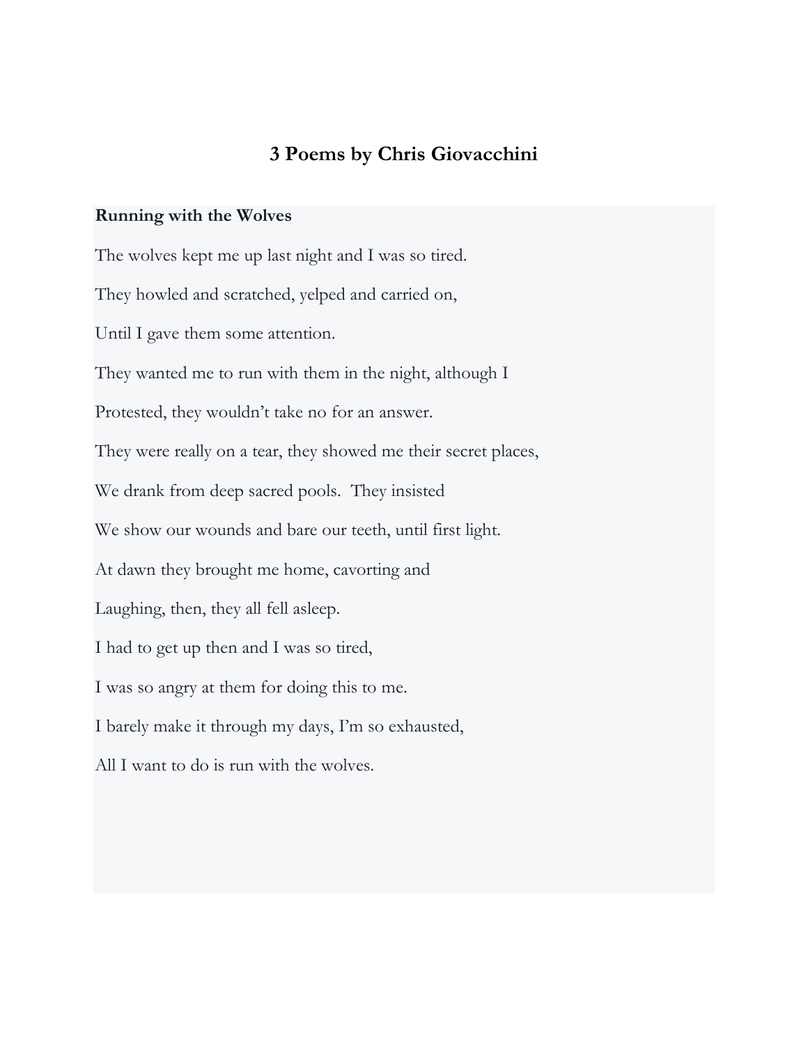# 3 Poems by Chris Giovacchini

## Running with the Wolves

The wolves kept me up last night and I was so tired.

They howled and scratched, yelped and carried on,

Until I gave them some attention.

They wanted me to run with them in the night, although I

Protested, they wouldn't take no for an answer.

They were really on a tear, they showed me their secret places,

We drank from deep sacred pools.  They insisted

We show our wounds and bare our teeth, until first light.

At dawn they brought me home, cavorting and

Laughing, then, they all fell asleep.

I had to get up then and I was so tired,

I was so angry at them for doing this to me.

I barely make it through my days, I'm so exhausted,

All I want to do is run with the wolves.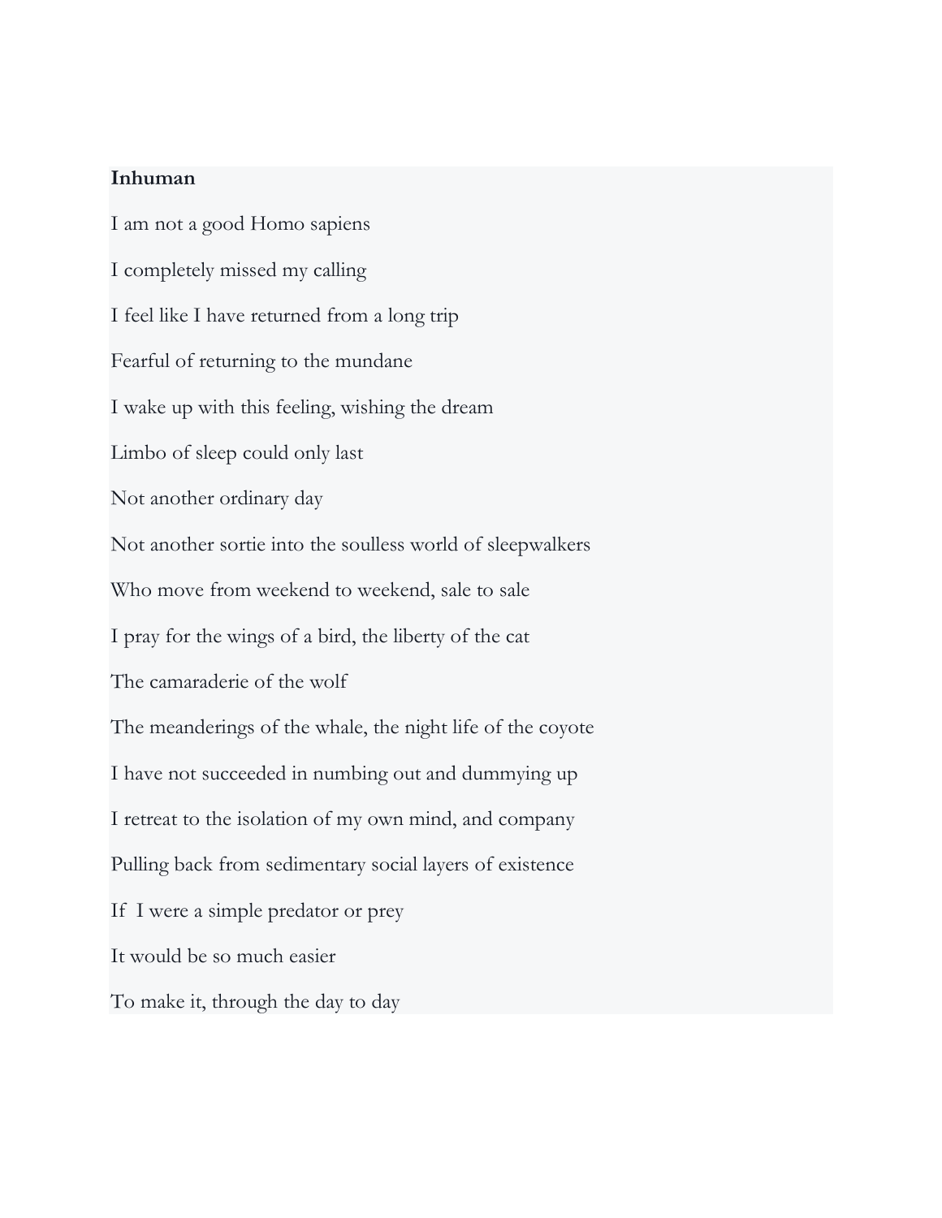**Inhuman**

I am not a good Homo sapiens

I completely missed my calling

I feel like I have returned from a long trip

Fearful of returning to the mundane

I wake up with this feeling, wishing the dream

Limbo of sleep could only last

Not another ordinary day

Not another sortie into the soulless world of sleepwalkers

Who move from weekend to weekend, sale to sale

I pray for the wings of a bird, the liberty of the cat

The camaraderie of the wolf

The meanderings of the whale, the night life of the coyote

I have not succeeded in numbing out and dummying up

I retreat to the isolation of my own mind, and company

Pulling back from sedimentary social layers of existence

If  I were a simple predator or prey

It would be so much easier

To make it, through the day to day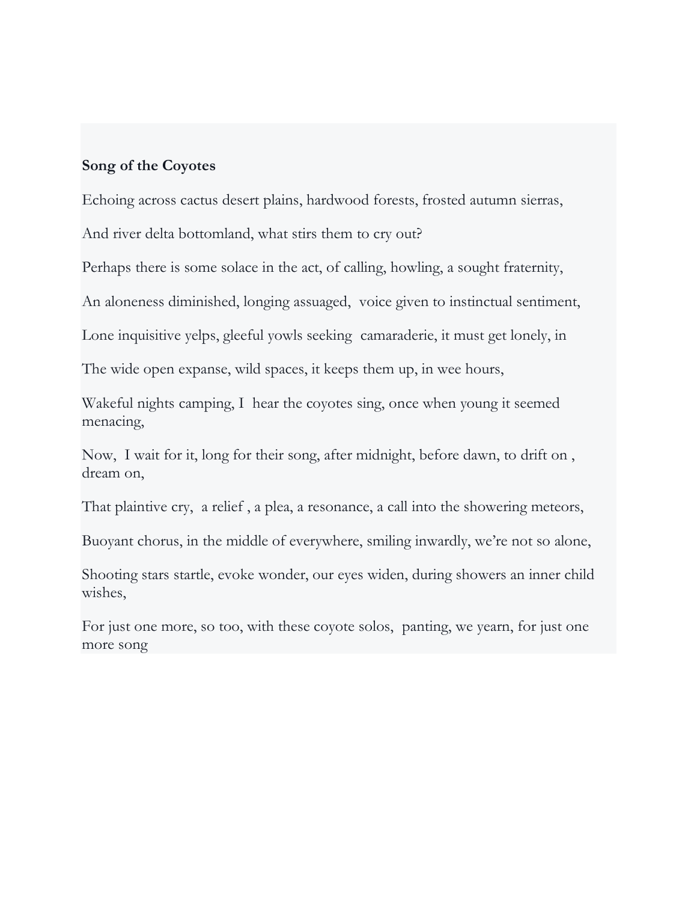**Song of the Coyotes**

Echoing across cactus desert plains, hardwood forests, frosted autumn sierras,

And river delta bottomland, what stirs them to cry out?

Perhaps there is some solace in the act, of calling, howling, a sought fraternity,

An aloneness diminished, longing assuaged, voice given to instinctual sentiment,

Lone inquisitive yelps, gleeful yowls seeking camaraderie, it must get lonely, in

The wide open expanse, wild spaces, it keeps them up, in wee hours,

Wakeful nights camping, I hear the coyotes sing, once when young it seemed menacing,

Now, I wait for it, long for their song, after midnight, before dawn, to drift on , dream on,

That plaintive cry, a relief , a plea, a resonance, a call into the showering meteors,

Buoyant chorus, in the middle of everywhere, smiling inwardly, we're not so alone,

Shooting stars startle, evoke wonder, our eyes widen, during showers an inner child wishes,

For just one more, so too, with these coyote solos, panting, we yearn, for just one more song